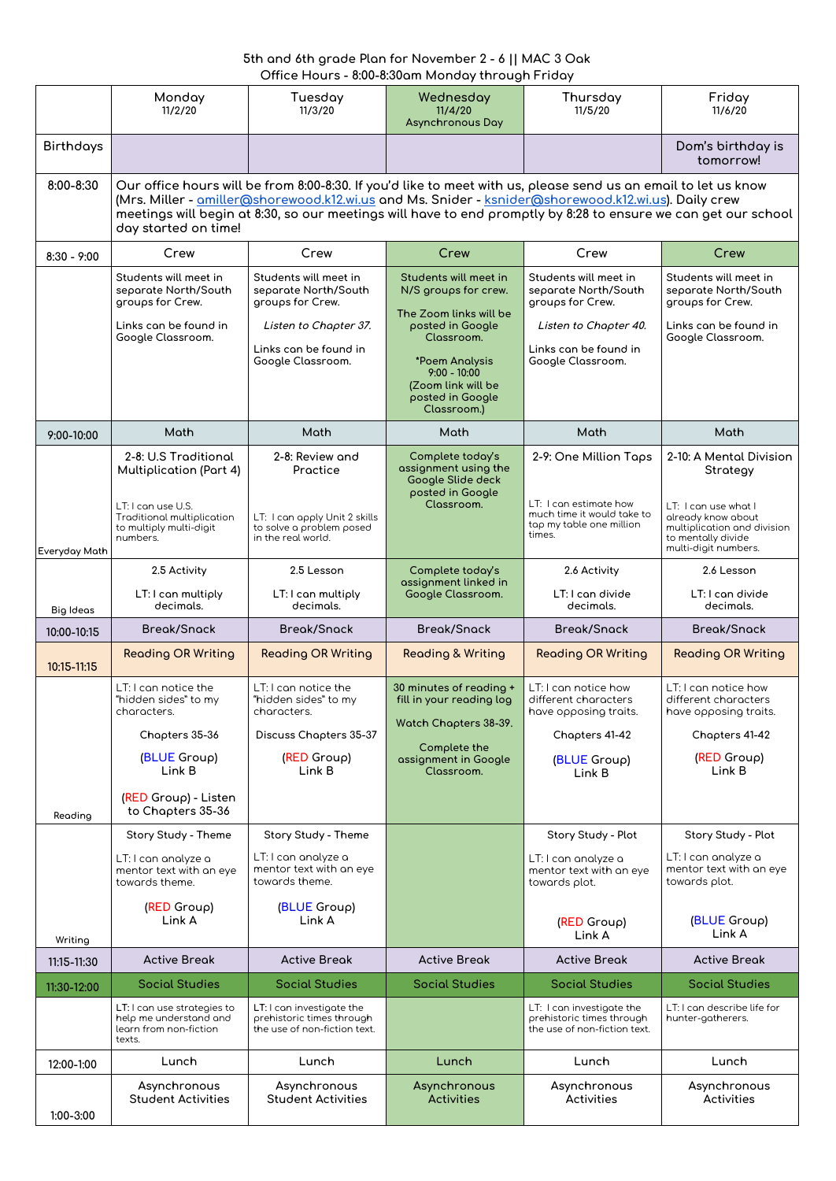5th and 6th grade Plan for November 2 - 6 || MAC 3 Oak
Office Hours - 8:00-8:30am Monday through Friday

| | Monday 11/2/20 | Tuesday 11/3/20 | Wednesday 11/4/20 Asynchronous Day | Thursday 11/5/20 | Friday 11/6/20 |
|---|---|---|---|---|---|
| Birthdays | | | | | Dom's birthday is tomorrow! |
| 8:00-8:30 | Our office hours will be from 8:00-8:30. If you'd like to meet with us, please send us an email to let us know (Mrs. Miller - amiller@shorewood.k12.wi.us and Ms. Snider - ksnider@shorewood.k12.wi.us). Daily crew meetings will begin at 8:30, so our meetings will have to end promptly by 8:28 to ensure we can get our school day started on time! | | | | |
| 8:30 - 9:00 | Crew | Crew | Crew | Crew | Crew |
| | Students will meet in separate North/South groups for Crew. Links can be found in Google Classroom. | Students will meet in separate North/South groups for Crew. *Listen to Chapter 37.* Links can be found in Google Classroom. | Students will meet in N/S groups for crew. The Zoom links will be posted in Google Classroom. *Poem Analysis 9:00 - 10:00 (Zoom link will be posted in Google Classroom.) | Students will meet in separate North/South groups for Crew. *Listen to Chapter 40.* Links can be found in Google Classroom. | Students will meet in separate North/South groups for Crew. Links can be found in Google Classroom. |
| 9:00-10:00 | Math | Math | Math | Math | Math |
| Everyday Math | 2-8: U.S Traditional Multiplication (Part 4) LT: I can use U.S. Traditional multiplication to multiply multi-digit numbers. | 2-8: Review and Practice LT: I can apply Unit 2 skills to solve a problem posed in the real world. | Complete today's assignment using the Google Slide deck posted in Google Classroom. | 2-9: One Million Taps LT: I can estimate how much time it would take to tap my table one million times. | 2-10: A Mental Division Strategy LT: I can use what I already know about multiplication and division to mentally divide multi-digit numbers. |
| Big Ideas | 2.5 Activity LT: I can multiply decimals. | 2.5 Lesson LT: I can multiply decimals. | Complete today's assignment linked in Google Classroom. | 2.6 Activity LT: I can divide decimals. | 2.6 Lesson LT: I can divide decimals. |
| 10:00-10:15 | Break/Snack | Break/Snack | Break/Snack | Break/Snack | Break/Snack |
| 10:15-11:15 | Reading OR Writing | Reading OR Writing | Reading & Writing | Reading OR Writing | Reading OR Writing |
| Reading | LT: I can notice the "hidden sides" to my characters. Chapters 35-36 (BLUE Group) Link B (RED Group) - Listen to Chapters 35-36 | LT: I can notice the "hidden sides" to my characters. Discuss Chapters 35-37 (RED Group) Link B | 30 minutes of reading + fill in your reading log Watch Chapters 38-39. Complete the assignment in Google Classroom. | LT: I can notice how different characters have opposing traits. Chapters 41-42 (BLUE Group) Link B | LT: I can notice how different characters have opposing traits. Chapters 41-42 (RED Group) Link B |
| Writing | Story Study - Theme LT: I can analyze a mentor text with an eye towards theme. (RED Group) Link A | Story Study - Theme LT: I can analyze a mentor text with an eye towards theme. (BLUE Group) Link A | | Story Study - Plot LT: I can analyze a mentor text with an eye towards plot. (RED Group) Link A | Story Study - Plot LT: I can analyze a mentor text with an eye towards plot. (BLUE Group) Link A |
| 11:15-11:30 | Active Break | Active Break | Active Break | Active Break | Active Break |
| 11:30-12:00 | Social Studies | Social Studies | Social Studies | Social Studies | Social Studies |
| | LT: I can use strategies to help me understand and learn from non-fiction texts. | LT: I can investigate the prehistoric times through the use of non-fiction text. | | LT: I can investigate the prehistoric times through the use of non-fiction text. | LT: I can describe life for hunter-gatherers. |
| 12:00-1:00 | Lunch | Lunch | Lunch | Lunch | Lunch |
| 1:00-3:00 | Asynchronous Student Activities | Asynchronous Student Activities | Asynchronous Activities | Asynchronous Activities | Asynchronous Activities |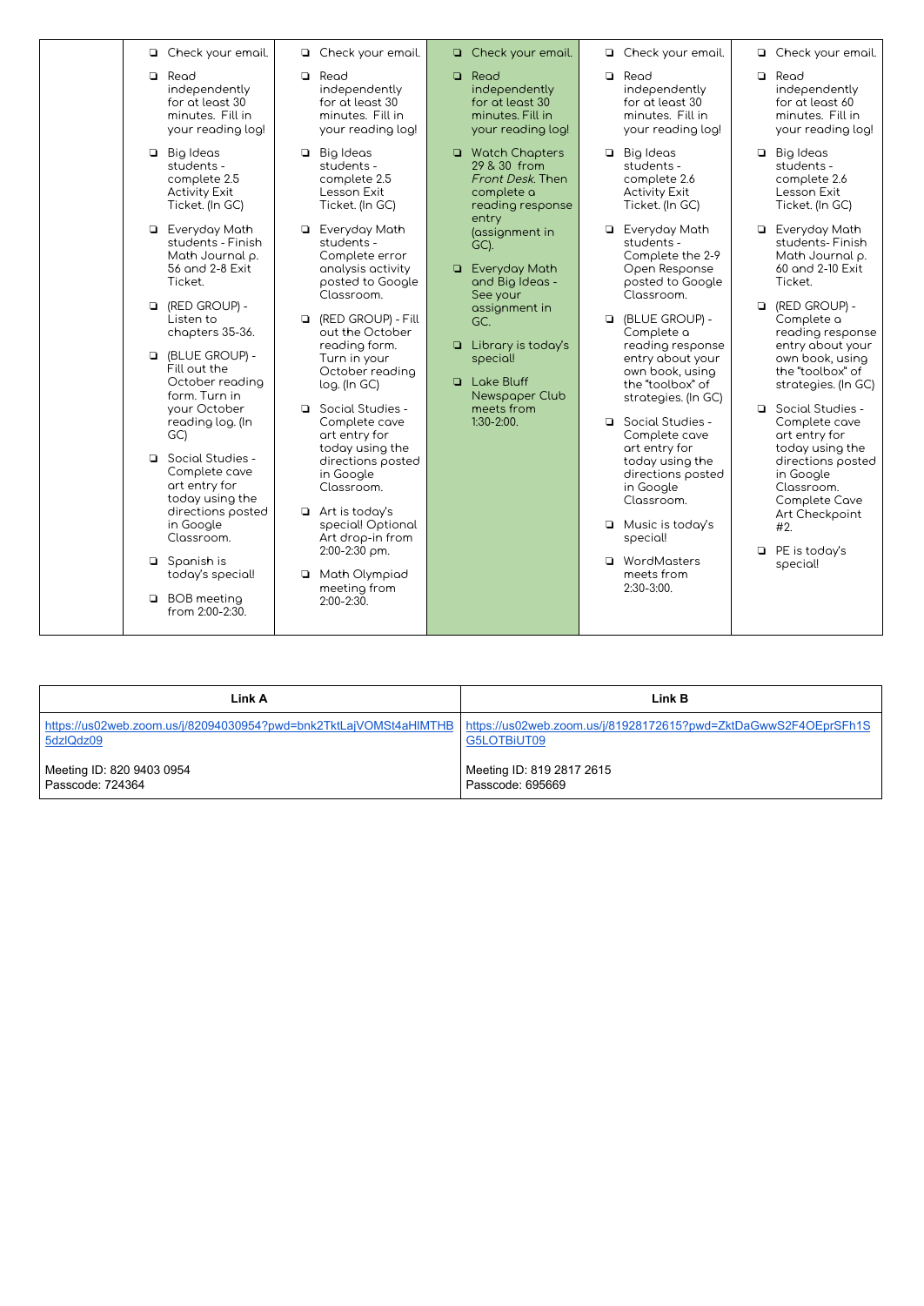| | | | | | |
|---|---|---|---|---|---|
| | ❑ Check your email.<br>❑ Read independently for at least 30 minutes. Fill in your reading log!<br>❑ Big Ideas students - complete 2.5 Activity Exit Ticket. (In GC)<br>❑ Everyday Math students - Finish Math Journal p. 56 and 2-8 Exit Ticket.<br>❑ (RED GROUP) - Listen to chapters 35-36.<br>❑ (BLUE GROUP) - Fill out the October reading form. Turn in your October reading log. (In GC)<br>❑ Social Studies - Complete cave art entry for today using the directions posted in Google Classroom.<br>❑ Spanish is today's special!<br>❑ BOB meeting from 2:00-2:30. | ❑ Check your email.<br>❑ Read independently for at least 30 minutes. Fill in your reading log!<br>❑ Big Ideas students - complete 2.5 Lesson Exit Ticket. (In GC)<br>❑ Everyday Math students - Complete error analysis activity posted to Google Classroom.<br>❑ (RED GROUP) - Fill out the October reading form. Turn in your October reading log. (In GC)<br>❑ Social Studies - Complete cave art entry for today using the directions posted in Google Classroom.<br>❑ Art is today's special! Optional Art drop-in from 2:00-2:30 pm.<br>❑ Math Olympiad meeting from 2:00-2:30. | ❑ Check your email.<br>❑ Read independently for at least 30 minutes. Fill in your reading log!<br>❑ Watch Chapters 29 & 30 from *Front Desk*. Then complete a reading response entry (assignment in GC).<br>❑ Everyday Math and Big Ideas - See your assignment in GC.<br>❑ Library is today's special!<br>❑ Lake Bluff Newspaper Club meets from 1:30-2:00. | ❑ Check your email.<br>❑ Read independently for at least 30 minutes. Fill in your reading log!<br>❑ Big Ideas students - complete 2.6 Activity Exit Ticket. (In GC)<br>❑ Everyday Math students - Complete the 2-9 Open Response posted to Google Classroom.<br>❑ (BLUE GROUP) - Complete a reading response entry about your own book, using the "toolbox" of strategies. (In GC)<br>❑ Social Studies - Complete cave art entry for today using the directions posted in Google Classroom.<br>❑ Music is today's special!<br>❑ WordMasters meets from 2:30-3:00. | ❑ Check your email.<br>❑ Read independently for at least 60 minutes. Fill in your reading log!<br>❑ Big Ideas students - complete 2.6 Lesson Exit Ticket. (In GC)<br>❑ Everyday Math students- Finish Math Journal p. 60 and 2-10 Exit Ticket.<br>❑ (RED GROUP) - Complete a reading response entry about your own book, using the "toolbox" of strategies. (In GC)<br>❑ Social Studies - Complete cave art entry for today using the directions posted in Google Classroom. Complete Cave Art Checkpoint #2.<br>❑ PE is today's special! |

| Link A | Link B |
|---|---|
| https://us02web.zoom.us/j/82094030954?pwd=bnk2TktLajVOMSt4aHlMTHB5dzlQdz09<br><br>Meeting ID: 820 9403 0954<br>Passcode: 724364 | https://us02web.zoom.us/j/81928172615?pwd=ZktDaGwwS2F4OEprSFh1SG5LOTBiUT09<br><br>Meeting ID: 819 2817 2615<br>Passcode: 695669 |